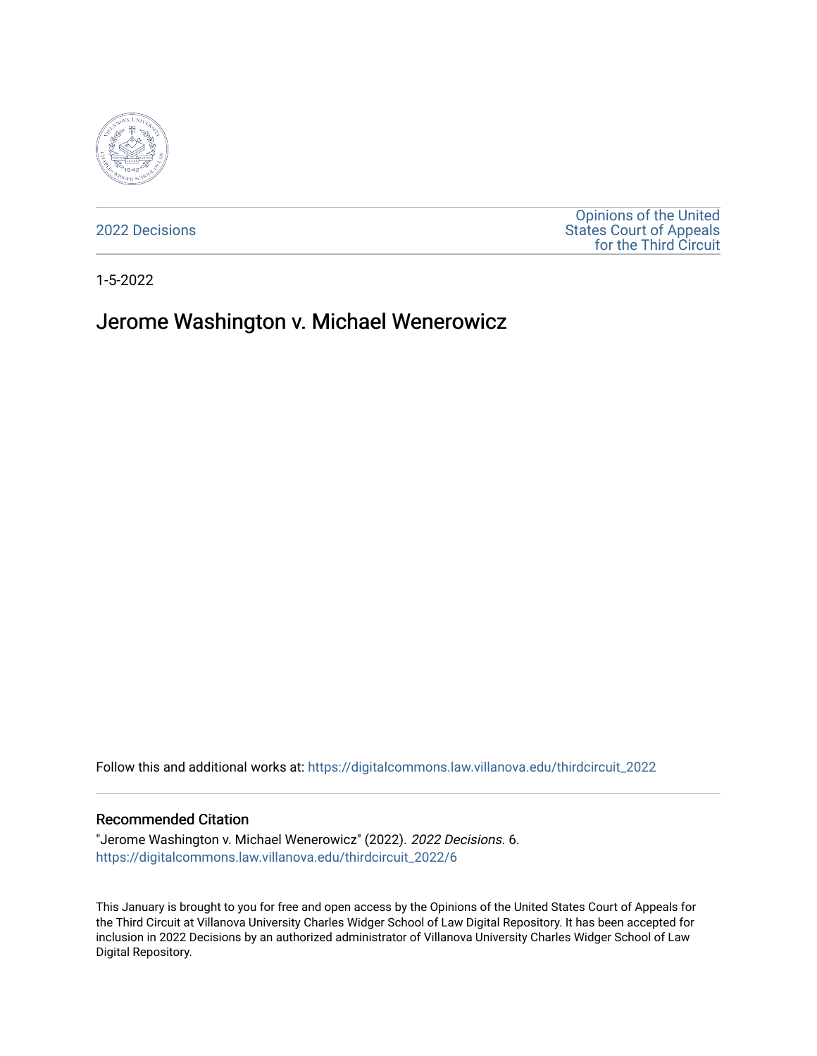2022 Decisions

Opinions of the United States Court of Appeals for the Third Circuit

1-5-2022

# Jerome Washington v. Michael Wenerowicz

Follow this and additional works at: https://digitalcommons.law.villanova.edu/thirdcircuit_2022

### Recommended Citation

"Jerome Washington v. Michael Wenerowicz" (2022). *2022 Decisions*. 6.
https://digitalcommons.law.villanova.edu/thirdcircuit_2022/6

This January is brought to you for free and open access by the Opinions of the United States Court of Appeals for the Third Circuit at Villanova University Charles Widger School of Law Digital Repository. It has been accepted for inclusion in 2022 Decisions by an authorized administrator of Villanova University Charles Widger School of Law Digital Repository.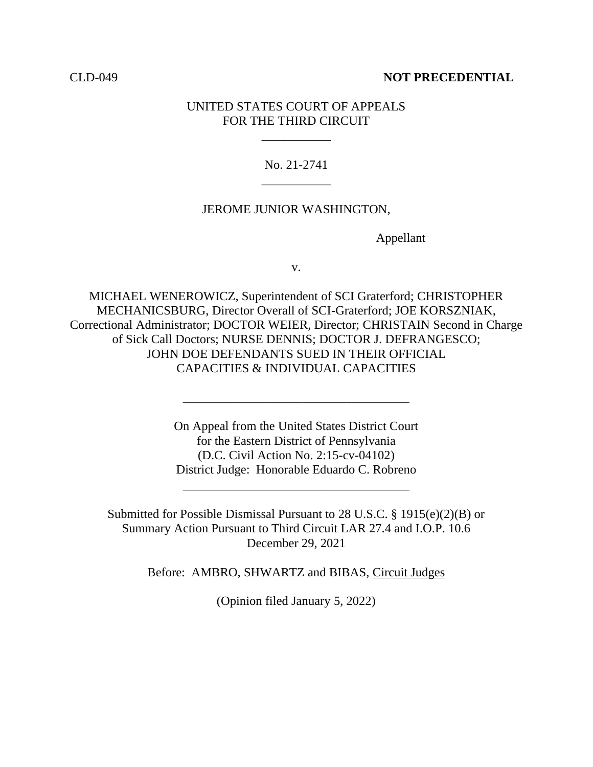CLD-049 **NOT PRECEDENTIAL**

UNITED STATES COURT OF APPEALS
FOR THE THIRD CIRCUIT

\_\_\_\_\_\_\_\_\_\_\_

No. 21-2741

\_\_\_\_\_\_\_\_\_\_\_

JEROME JUNIOR WASHINGTON,

Appellant

v.

MICHAEL WENEROWICZ, Superintendent of SCI Graterford; CHRISTOPHER MECHANICSBURG, Director Overall of SCI-Graterford; JOE KORSZNIAK, Correctional Administrator; DOCTOR WEIER, Director; CHRISTAIN Second in Charge of Sick Call Doctors; NURSE DENNIS; DOCTOR J. DEFRANGESCO; JOHN DOE DEFENDANTS SUED IN THEIR OFFICIAL CAPACITIES & INDIVIDUAL CAPACITIES

\_\_\_\_\_\_\_\_\_\_\_\_\_\_\_\_\_\_\_\_\_\_\_\_\_\_\_\_\_\_\_\_\_\_\_\_

On Appeal from the United States District Court
for the Eastern District of Pennsylvania
(D.C. Civil Action No. 2:15-cv-04102)
District Judge: Honorable Eduardo C. Robreno

\_\_\_\_\_\_\_\_\_\_\_\_\_\_\_\_\_\_\_\_\_\_\_\_\_\_\_\_\_\_\_\_\_\_\_\_

Submitted for Possible Dismissal Pursuant to 28 U.S.C. § 1915(e)(2)(B) or
Summary Action Pursuant to Third Circuit LAR 27.4 and I.O.P. 10.6
December 29, 2021

Before: AMBRO, SHWARTZ and BIBAS, Circuit Judges

(Opinion filed January 5, 2022)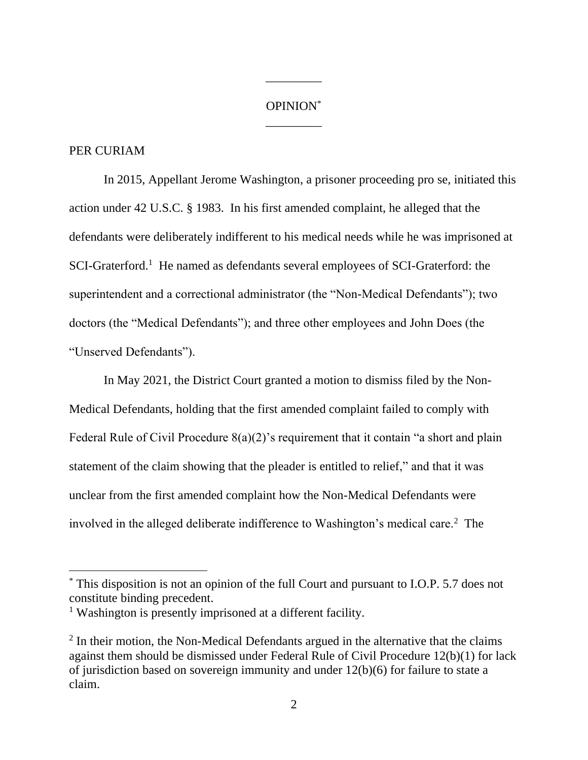OPINION[*]

PER CURIAM

In 2015, Appellant Jerome Washington, a prisoner proceeding pro se, initiated this action under 42 U.S.C. § 1983. In his first amended complaint, he alleged that the defendants were deliberately indifferent to his medical needs while he was imprisoned at SCI-Graterford.[1] He named as defendants several employees of SCI-Graterford: the superintendent and a correctional administrator (the "Non-Medical Defendants"); two doctors (the "Medical Defendants"); and three other employees and John Does (the "Unserved Defendants").

In May 2021, the District Court granted a motion to dismiss filed by the Non-Medical Defendants, holding that the first amended complaint failed to comply with Federal Rule of Civil Procedure 8(a)(2)'s requirement that it contain "a short and plain statement of the claim showing that the pleader is entitled to relief," and that it was unclear from the first amended complaint how the Non-Medical Defendants were involved in the alleged deliberate indifference to Washington's medical care.[2] The

---

[*] This disposition is not an opinion of the full Court and pursuant to I.O.P. 5.7 does not constitute binding precedent.

[1] Washington is presently imprisoned at a different facility.

[2] In their motion, the Non-Medical Defendants argued in the alternative that the claims against them should be dismissed under Federal Rule of Civil Procedure 12(b)(1) for lack of jurisdiction based on sovereign immunity and under 12(b)(6) for failure to state a claim.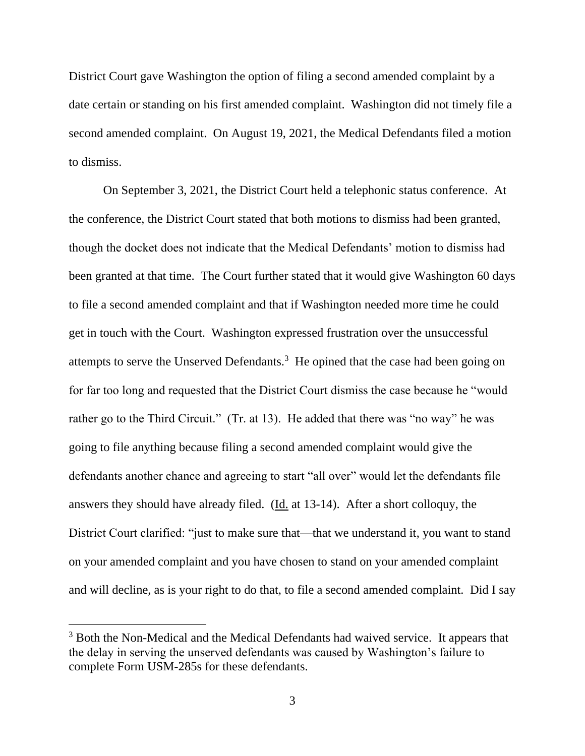District Court gave Washington the option of filing a second amended complaint by a date certain or standing on his first amended complaint. Washington did not timely file a second amended complaint. On August 19, 2021, the Medical Defendants filed a motion to dismiss.

On September 3, 2021, the District Court held a telephonic status conference. At the conference, the District Court stated that both motions to dismiss had been granted, though the docket does not indicate that the Medical Defendants' motion to dismiss had been granted at that time. The Court further stated that it would give Washington 60 days to file a second amended complaint and that if Washington needed more time he could get in touch with the Court. Washington expressed frustration over the unsuccessful attempts to serve the Unserved Defendants.[3] He opined that the case had been going on for far too long and requested that the District Court dismiss the case because he "would rather go to the Third Circuit." (Tr. at 13). He added that there was "no way" he was going to file anything because filing a second amended complaint would give the defendants another chance and agreeing to start "all over" would let the defendants file answers they should have already filed. (Id. at 13-14). After a short colloquy, the District Court clarified: "just to make sure that—that we understand it, you want to stand on your amended complaint and you have chosen to stand on your amended complaint and will decline, as is your right to do that, to file a second amended complaint. Did I say

[3] Both the Non-Medical and the Medical Defendants had waived service. It appears that the delay in serving the unserved defendants was caused by Washington's failure to complete Form USM-285s for these defendants.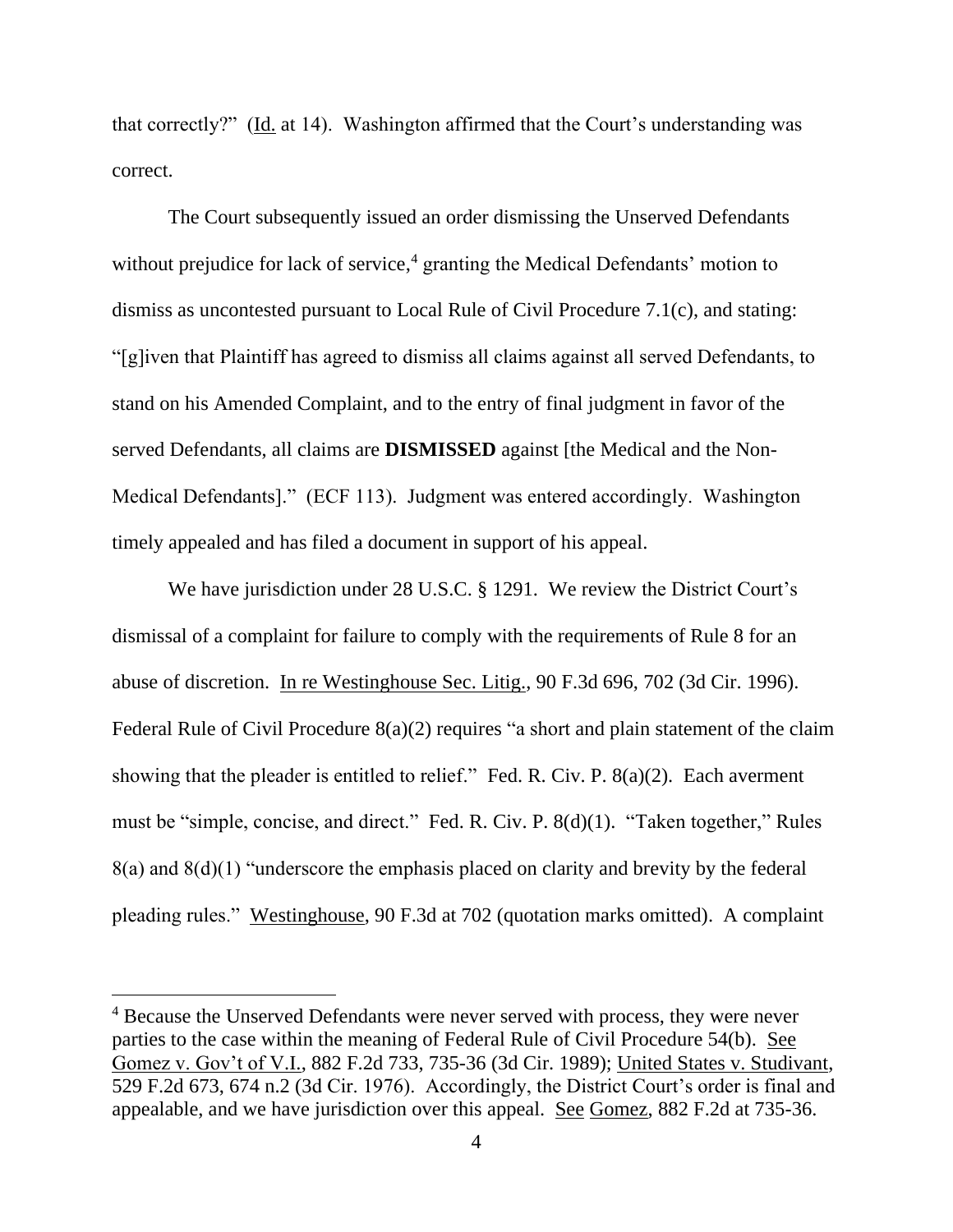that correctly?" (Id. at 14). Washington affirmed that the Court's understanding was correct.

The Court subsequently issued an order dismissing the Unserved Defendants without prejudice for lack of service,[4] granting the Medical Defendants' motion to dismiss as uncontested pursuant to Local Rule of Civil Procedure 7.1(c), and stating: "[g]iven that Plaintiff has agreed to dismiss all claims against all served Defendants, to stand on his Amended Complaint, and to the entry of final judgment in favor of the served Defendants, all claims are **DISMISSED** against [the Medical and the Non-Medical Defendants]." (ECF 113). Judgment was entered accordingly. Washington timely appealed and has filed a document in support of his appeal.

We have jurisdiction under 28 U.S.C. § 1291. We review the District Court's dismissal of a complaint for failure to comply with the requirements of Rule 8 for an abuse of discretion. In re Westinghouse Sec. Litig., 90 F.3d 696, 702 (3d Cir. 1996). Federal Rule of Civil Procedure 8(a)(2) requires "a short and plain statement of the claim showing that the pleader is entitled to relief." Fed. R. Civ. P. 8(a)(2). Each averment must be "simple, concise, and direct." Fed. R. Civ. P. 8(d)(1). "Taken together," Rules 8(a) and 8(d)(1) "underscore the emphasis placed on clarity and brevity by the federal pleading rules." Westinghouse, 90 F.3d at 702 (quotation marks omitted). A complaint

[4] Because the Unserved Defendants were never served with process, they were never parties to the case within the meaning of Federal Rule of Civil Procedure 54(b). See Gomez v. Gov't of V.I., 882 F.2d 733, 735-36 (3d Cir. 1989); United States v. Studivant, 529 F.2d 673, 674 n.2 (3d Cir. 1976). Accordingly, the District Court's order is final and appealable, and we have jurisdiction over this appeal. See Gomez, 882 F.2d at 735-36.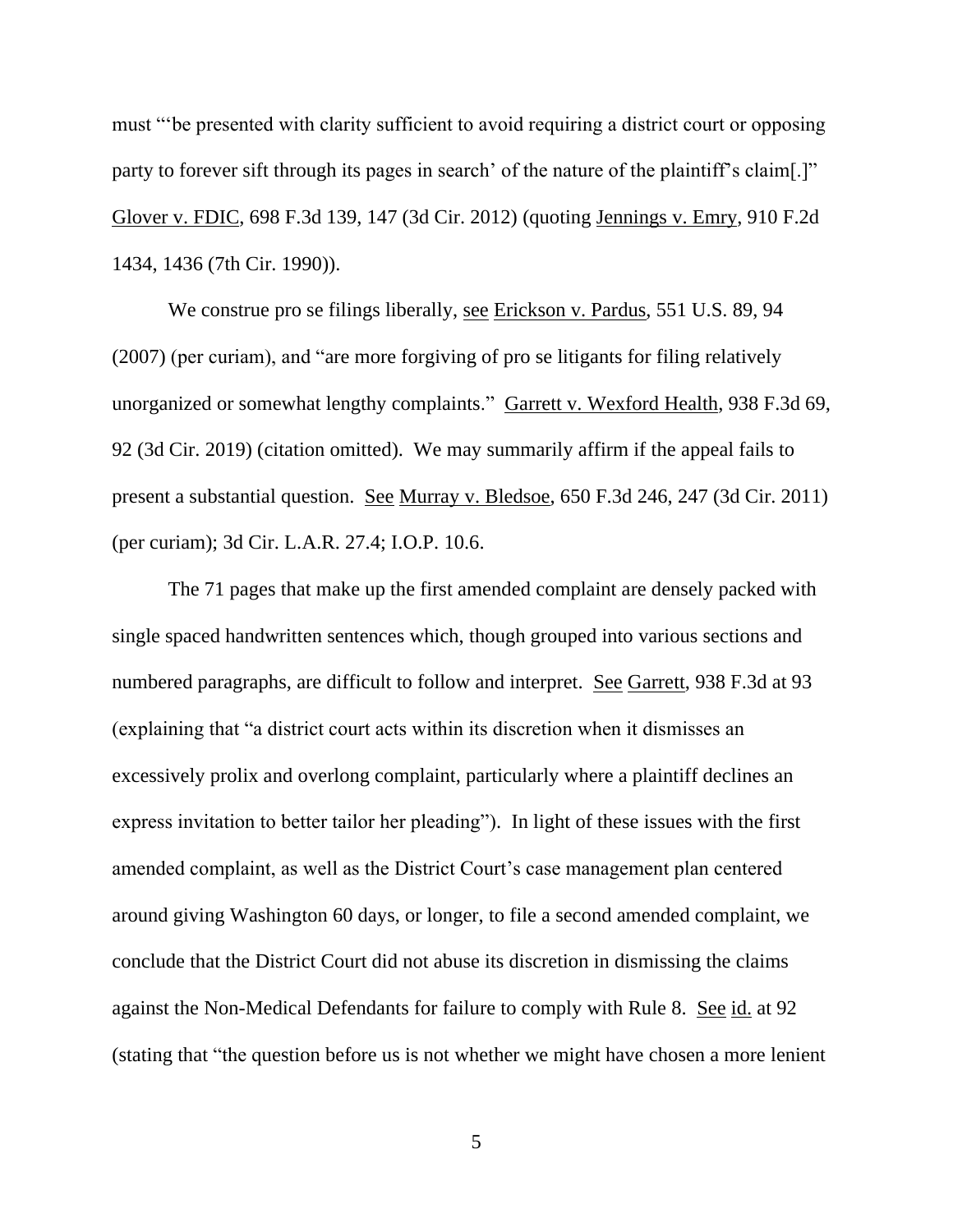must "'be presented with clarity sufficient to avoid requiring a district court or opposing party to forever sift through its pages in search' of the nature of the plaintiff's claim[.]" Glover v. FDIC, 698 F.3d 139, 147 (3d Cir. 2012) (quoting Jennings v. Emry, 910 F.2d 1434, 1436 (7th Cir. 1990)).

We construe pro se filings liberally, see Erickson v. Pardus, 551 U.S. 89, 94 (2007) (per curiam), and "are more forgiving of pro se litigants for filing relatively unorganized or somewhat lengthy complaints." Garrett v. Wexford Health, 938 F.3d 69, 92 (3d Cir. 2019) (citation omitted). We may summarily affirm if the appeal fails to present a substantial question. See Murray v. Bledsoe, 650 F.3d 246, 247 (3d Cir. 2011) (per curiam); 3d Cir. L.A.R. 27.4; I.O.P. 10.6.

The 71 pages that make up the first amended complaint are densely packed with single spaced handwritten sentences which, though grouped into various sections and numbered paragraphs, are difficult to follow and interpret. See Garrett, 938 F.3d at 93 (explaining that "a district court acts within its discretion when it dismisses an excessively prolix and overlong complaint, particularly where a plaintiff declines an express invitation to better tailor her pleading"). In light of these issues with the first amended complaint, as well as the District Court's case management plan centered around giving Washington 60 days, or longer, to file a second amended complaint, we conclude that the District Court did not abuse its discretion in dismissing the claims against the Non-Medical Defendants for failure to comply with Rule 8. See id. at 92 (stating that "the question before us is not whether we might have chosen a more lenient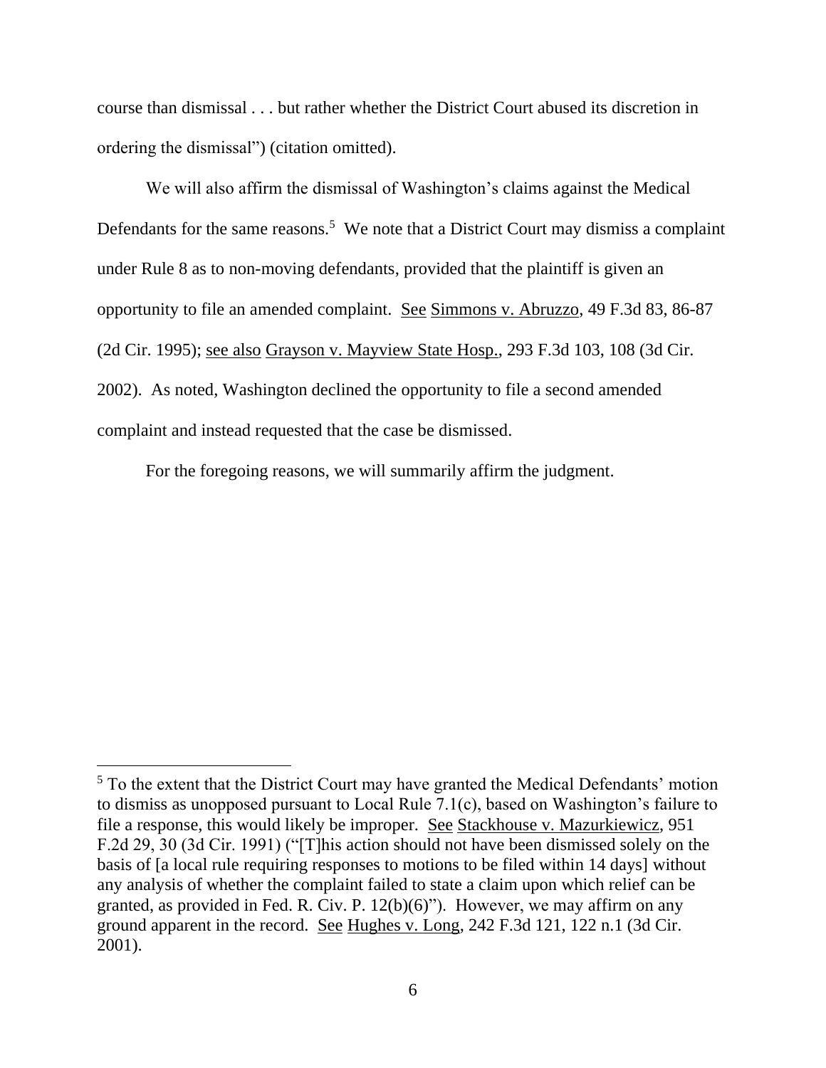course than dismissal . . . but rather whether the District Court abused its discretion in ordering the dismissal") (citation omitted).

We will also affirm the dismissal of Washington's claims against the Medical Defendants for the same reasons.[5] We note that a District Court may dismiss a complaint under Rule 8 as to non-moving defendants, provided that the plaintiff is given an opportunity to file an amended complaint. See Simmons v. Abruzzo, 49 F.3d 83, 86-87 (2d Cir. 1995); see also Grayson v. Mayview State Hosp., 293 F.3d 103, 108 (3d Cir. 2002). As noted, Washington declined the opportunity to file a second amended complaint and instead requested that the case be dismissed.

For the foregoing reasons, we will summarily affirm the judgment.

---

[5] To the extent that the District Court may have granted the Medical Defendants' motion to dismiss as unopposed pursuant to Local Rule 7.1(c), based on Washington's failure to file a response, this would likely be improper. See Stackhouse v. Mazurkiewicz, 951 F.2d 29, 30 (3d Cir. 1991) ("[T]his action should not have been dismissed solely on the basis of [a local rule requiring responses to motions to be filed within 14 days] without any analysis of whether the complaint failed to state a claim upon which relief can be granted, as provided in Fed. R. Civ. P. 12(b)(6)"). However, we may affirm on any ground apparent in the record. See Hughes v. Long, 242 F.3d 121, 122 n.1 (3d Cir. 2001).